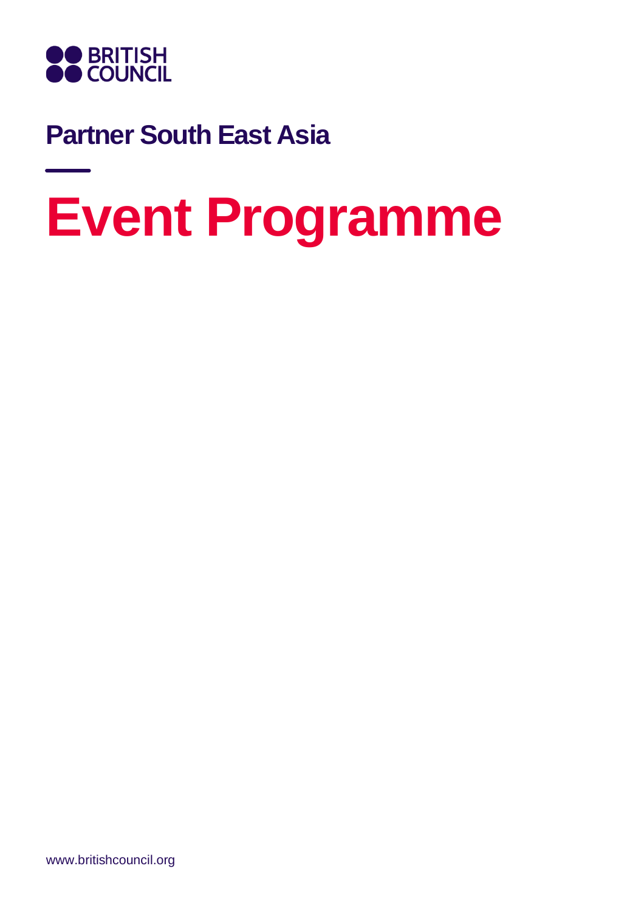BRITISH COUNCIL

## Partner South East Asia

# Event Programme

www.britishcouncil.org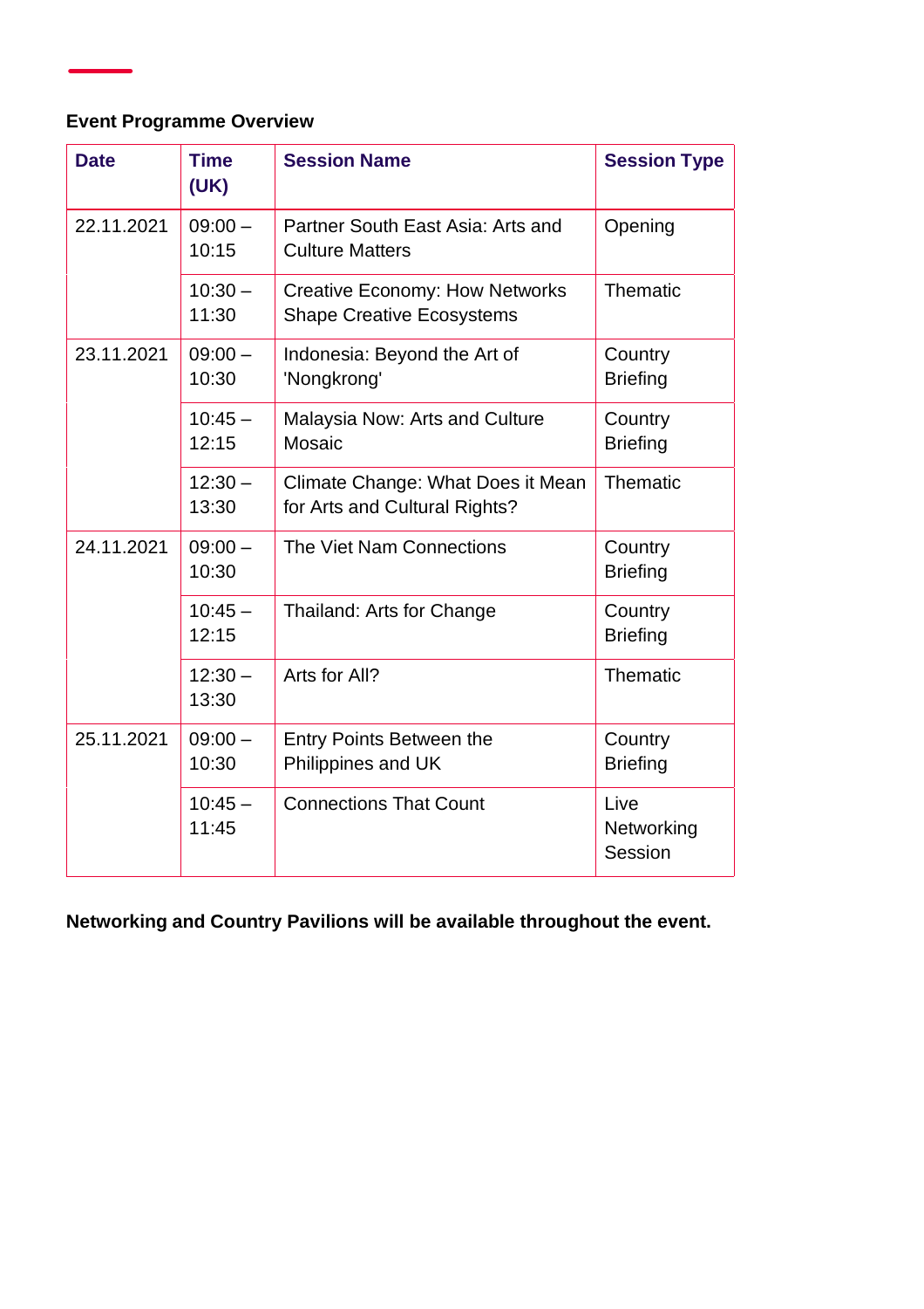**Event Programme Overview**

| Date | Time (UK) | Session Name | Session Type |
|---|---|---|---|
| 22.11.2021 | 09:00 – 10:15 | Partner South East Asia: Arts and Culture Matters | Opening |
| | 10:30 – 11:30 | Creative Economy: How Networks Shape Creative Ecosystems | Thematic |
| 23.11.2021 | 09:00 – 10:30 | Indonesia: Beyond the Art of 'Nongkrong' | Country Briefing |
| | 10:45 – 12:15 | Malaysia Now: Arts and Culture Mosaic | Country Briefing |
| | 12:30 – 13:30 | Climate Change: What Does it Mean for Arts and Cultural Rights? | Thematic |
| 24.11.2021 | 09:00 – 10:30 | The Viet Nam Connections | Country Briefing |
| | 10:45 – 12:15 | Thailand: Arts for Change | Country Briefing |
| | 12:30 – 13:30 | Arts for All? | Thematic |
| 25.11.2021 | 09:00 – 10:30 | Entry Points Between the Philippines and UK | Country Briefing |
| | 10:45 – 11:45 | Connections That Count | Live Networking Session |

**Networking and Country Pavilions will be available throughout the event.**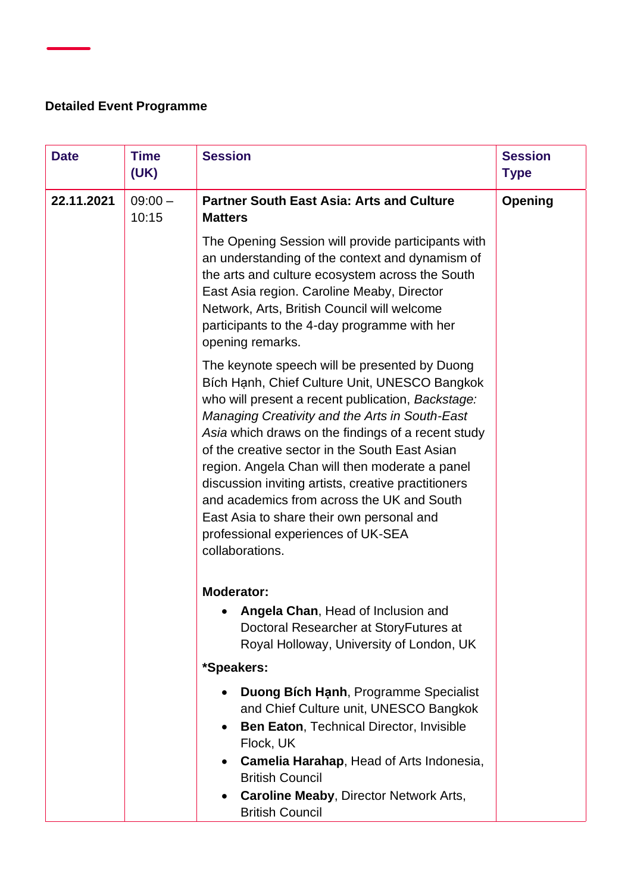**Detailed Event Programme**

| Date | Time (UK) | Session | Session Type |
|---|---|---|---|
| 22.11.2021 | 09:00 – 10:15 | **Partner South East Asia: Arts and Culture Matters**<br><br>The Opening Session will provide participants with an understanding of the context and dynamism of the arts and culture ecosystem across the South East Asia region. Caroline Meaby, Director Network, Arts, British Council will welcome participants to the 4-day programme with her opening remarks.<br><br>The keynote speech will be presented by Duong Bích Hạnh, Chief Culture Unit, UNESCO Bangkok who will present a recent publication, *Backstage: Managing Creativity and the Arts in South-East Asia* which draws on the findings of a recent study of the creative sector in the South East Asian region. Angela Chan will then moderate a panel discussion inviting artists, creative practitioners and academics from across the UK and South East Asia to share their own personal and professional experiences of UK-SEA collaborations.<br><br>**Moderator:**<br>• **Angela Chan**, Head of Inclusion and Doctoral Researcher at StoryFutures at Royal Holloway, University of London, UK<br><br>***Speakers:**<br>• **Duong Bích Hạnh**, Programme Specialist and Chief Culture unit, UNESCO Bangkok<br>• **Ben Eaton**, Technical Director, Invisible Flock, UK<br>• **Camelia Harahap**, Head of Arts Indonesia, British Council<br>• **Caroline Meaby**, Director Network Arts, British Council | **Opening** |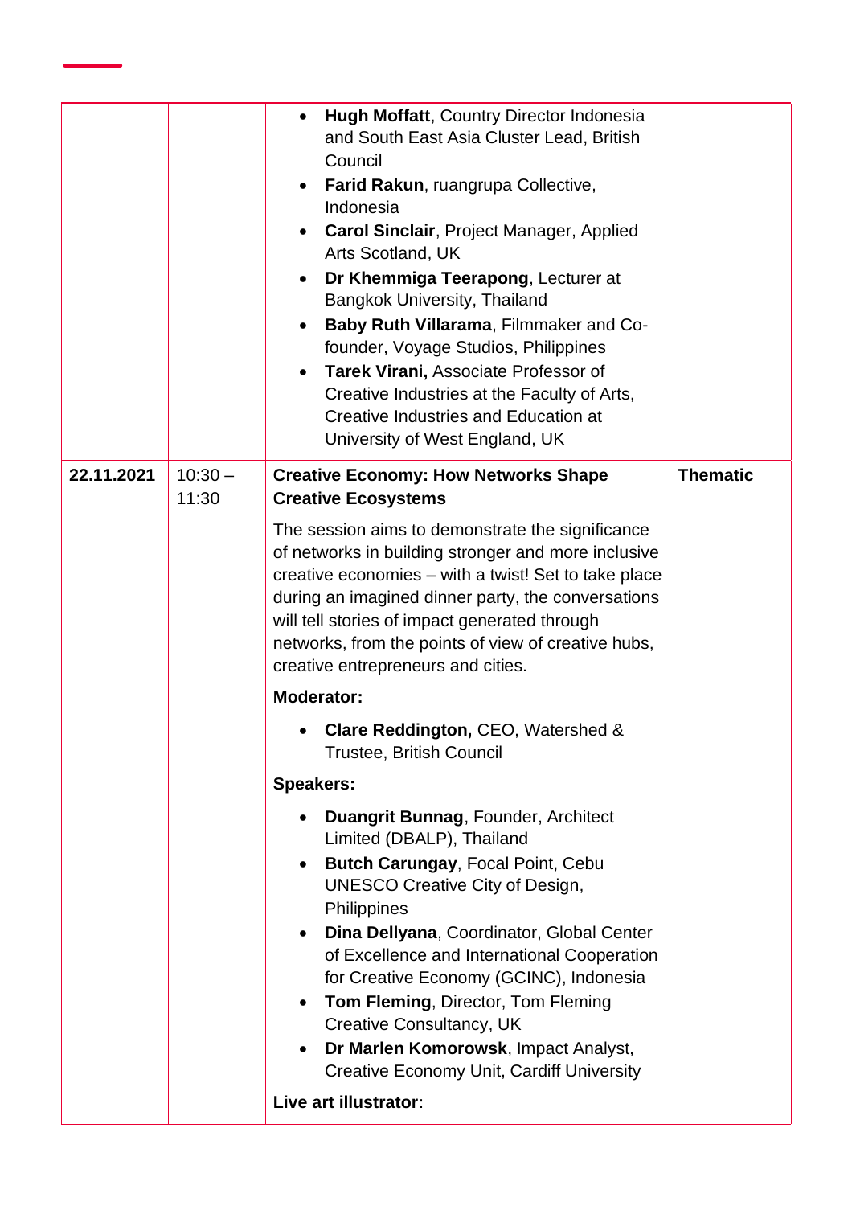| | | | |
|---|---|---|---|
| | | • **Hugh Moffatt**, Country Director Indonesia and South East Asia Cluster Lead, British Council<br>• **Farid Rakun**, ruangrupa Collective, Indonesia<br>• **Carol Sinclair**, Project Manager, Applied Arts Scotland, UK<br>• **Dr Khemmiga Teerapong**, Lecturer at Bangkok University, Thailand<br>• **Baby Ruth Villarama**, Filmmaker and Co-founder, Voyage Studios, Philippines<br>• **Tarek Virani,** Associate Professor of Creative Industries at the Faculty of Arts, Creative Industries and Education at University of West England, UK | |
| **22.11.2021** | 10:30 – 11:30 | **Creative Economy: How Networks Shape Creative Ecosystems**<br><br>The session aims to demonstrate the significance of networks in building stronger and more inclusive creative economies – with a twist! Set to take place during an imagined dinner party, the conversations will tell stories of impact generated through networks, from the points of view of creative hubs, creative entrepreneurs and cities.<br><br>**Moderator:**<br>• **Clare Reddington,** CEO, Watershed & Trustee, British Council<br><br>**Speakers:**<br>• **Duangrit Bunnag**, Founder, Architect Limited (DBALP), Thailand<br>• **Butch Carungay**, Focal Point, Cebu UNESCO Creative City of Design, Philippines<br>• **Dina Dellyana**, Coordinator, Global Center of Excellence and International Cooperation for Creative Economy (GCINC), Indonesia<br>• **Tom Fleming**, Director, Tom Fleming Creative Consultancy, UK<br>• **Dr Marlen Komorowsk**, Impact Analyst, Creative Economy Unit, Cardiff University<br><br>**Live art illustrator:** | **Thematic** |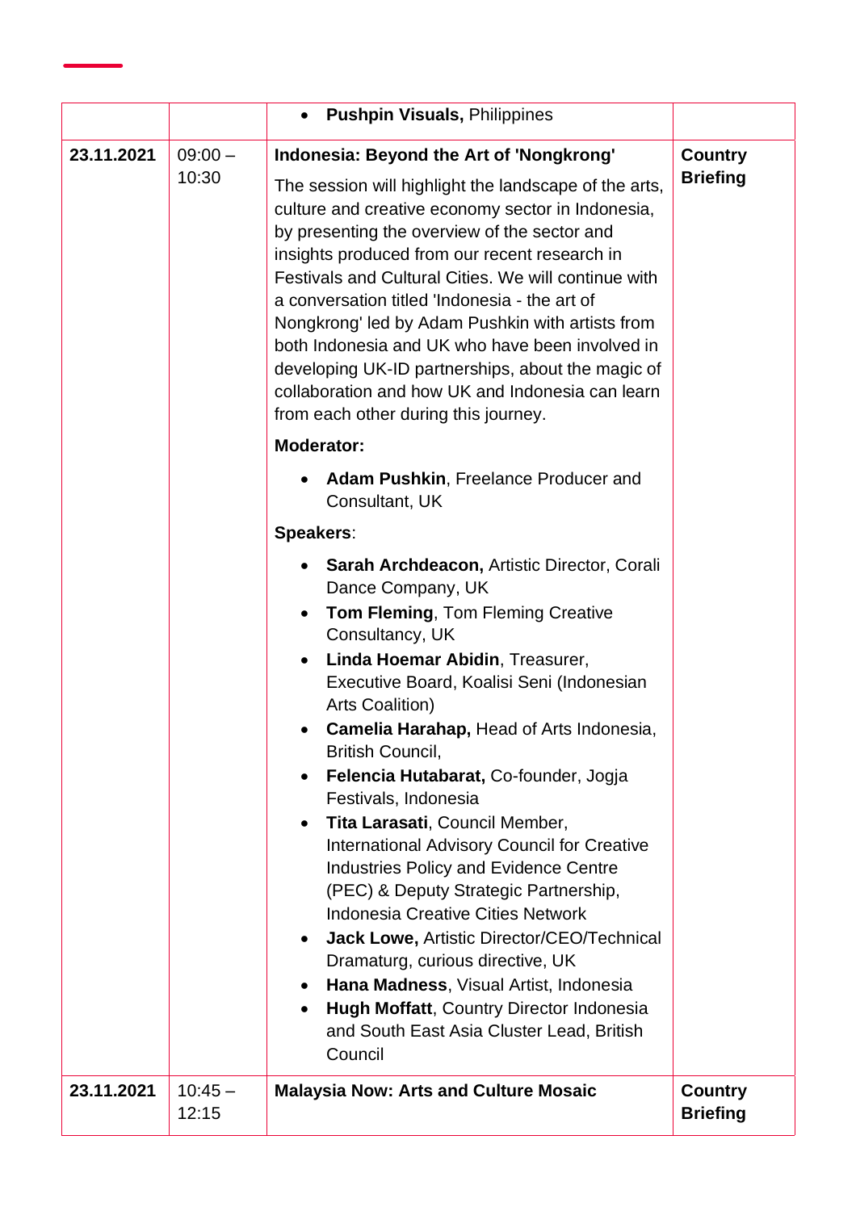| | | | |
|---|---|---|---|
| | | • **Pushpin Visuals,** Philippines | |
| **23.11.2021** | 09:00 – 10:30 | **Indonesia: Beyond the Art of 'Nongkrong'**<br><br>The session will highlight the landscape of the arts, culture and creative economy sector in Indonesia, by presenting the overview of the sector and insights produced from our recent research in Festivals and Cultural Cities. We will continue with a conversation titled 'Indonesia - the art of Nongkrong' led by Adam Pushkin with artists from both Indonesia and UK who have been involved in developing UK-ID partnerships, about the magic of collaboration and how UK and Indonesia can learn from each other during this journey.<br><br>**Moderator:**<br>• **Adam Pushkin**, Freelance Producer and Consultant, UK<br><br>**Speakers**:<br>• **Sarah Archdeacon,** Artistic Director, Corali Dance Company, UK<br>• **Tom Fleming**, Tom Fleming Creative Consultancy, UK<br>• **Linda Hoemar Abidin**, Treasurer, Executive Board, Koalisi Seni (Indonesian Arts Coalition)<br>• **Camelia Harahap,** Head of Arts Indonesia, British Council,<br>• **Felencia Hutabarat,** Co-founder, Jogja Festivals, Indonesia<br>• **Tita Larasati**, Council Member, International Advisory Council for Creative Industries Policy and Evidence Centre (PEC) & Deputy Strategic Partnership, Indonesia Creative Cities Network<br>• **Jack Lowe,** Artistic Director/CEO/Technical Dramaturg, curious directive, UK<br>• **Hana Madness**, Visual Artist, Indonesia<br>• **Hugh Moffatt**, Country Director Indonesia and South East Asia Cluster Lead, British Council | **Country Briefing** |
| **23.11.2021** | 10:45 – 12:15 | **Malaysia Now: Arts and Culture Mosaic** | **Country Briefing** |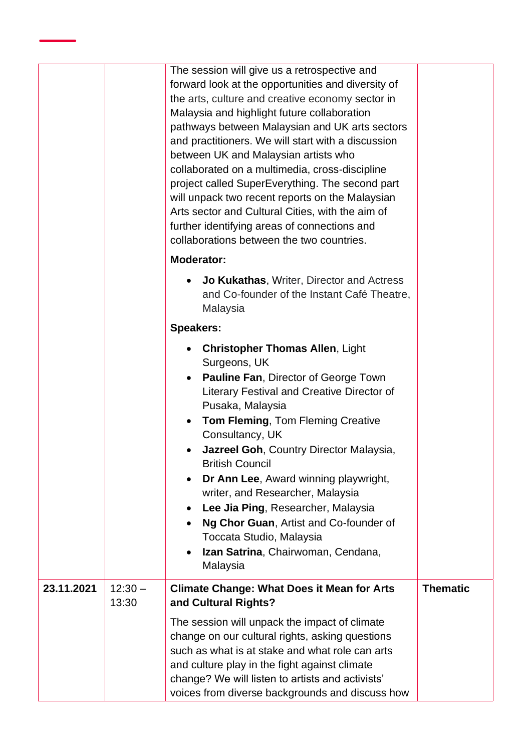| | | | |
|---|---|---|---|
| | | The session will give us a retrospective and forward look at the opportunities and diversity of the arts, culture and creative economy sector in Malaysia and highlight future collaboration pathways between Malaysian and UK arts sectors and practitioners. We will start with a discussion between UK and Malaysian artists who collaborated on a multimedia, cross-discipline project called SuperEverything. The second part will unpack two recent reports on the Malaysian Arts sector and Cultural Cities, with the aim of further identifying areas of connections and collaborations between the two countries.<br><br>**Moderator:**<br><br>• **Jo Kukathas**, Writer, Director and Actress and Co-founder of the Instant Café Theatre, Malaysia<br><br>**Speakers:**<br><br>• **Christopher Thomas Allen**, Light Surgeons, UK<br>• **Pauline Fan**, Director of George Town Literary Festival and Creative Director of Pusaka, Malaysia<br>• **Tom Fleming**, Tom Fleming Creative Consultancy, UK<br>• **Jazreel Goh**, Country Director Malaysia, British Council<br>• **Dr Ann Lee**, Award winning playwright, writer, and Researcher, Malaysia<br>• **Lee Jia Ping**, Researcher, Malaysia<br>• **Ng Chor Guan**, Artist and Co-founder of Toccata Studio, Malaysia<br>• **Izan Satrina**, Chairwoman, Cendana, Malaysia | |
| **23.11.2021** | 12:30 – 13:30 | **Climate Change: What Does it Mean for Arts and Cultural Rights?**<br><br>The session will unpack the impact of climate change on our cultural rights, asking questions such as what is at stake and what role can arts and culture play in the fight against climate change? We will listen to artists and activists' voices from diverse backgrounds and discuss how | **Thematic** |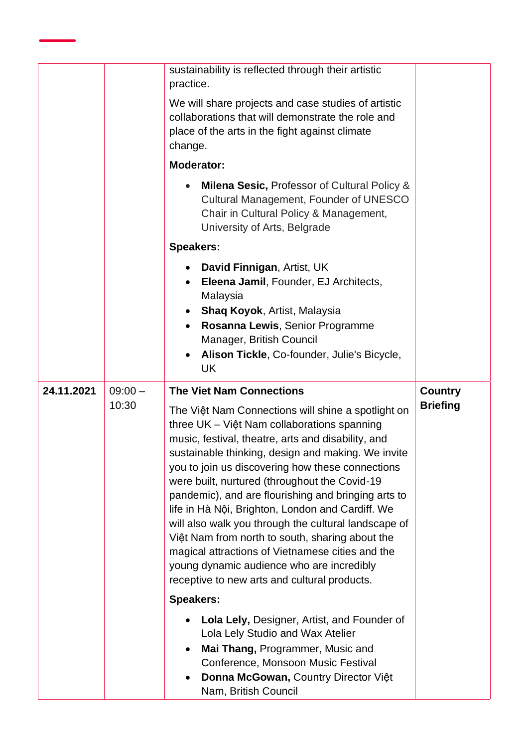| | | | |
|---|---|---|---|
| | | sustainability is reflected through their artistic practice.<br><br>We will share projects and case studies of artistic collaborations that will demonstrate the role and place of the arts in the fight against climate change.<br><br>**Moderator:**<br><br>• **Milena Sesic,** Professor of Cultural Policy & Cultural Management, Founder of UNESCO Chair in Cultural Policy & Management, University of Arts, Belgrade<br><br>**Speakers:**<br><br>• **David Finnigan**, Artist, UK<br>• **Eleena Jamil**, Founder, EJ Architects, Malaysia<br>• **Shaq Koyok**, Artist, Malaysia<br>• **Rosanna Lewis**, Senior Programme Manager, British Council<br>• **Alison Tickle**, Co-founder, Julie's Bicycle, UK | |
| **24.11.2021** | 09:00 – 10:30 | **The Viet Nam Connections**<br><br>The Việt Nam Connections will shine a spotlight on three UK – Việt Nam collaborations spanning music, festival, theatre, arts and disability, and sustainable thinking, design and making. We invite you to join us discovering how these connections were built, nurtured (throughout the Covid-19 pandemic), and are flourishing and bringing arts to life in Hà Nội, Brighton, London and Cardiff. We will also walk you through the cultural landscape of Việt Nam from north to south, sharing about the magical attractions of Vietnamese cities and the young dynamic audience who are incredibly receptive to new arts and cultural products.<br><br>**Speakers:**<br><br>• **Lola Lely,** Designer, Artist, and Founder of Lola Lely Studio and Wax Atelier<br>• **Mai Thang,** Programmer, Music and Conference, Monsoon Music Festival<br>• **Donna McGowan,** Country Director Việt Nam, British Council | **Country Briefing** |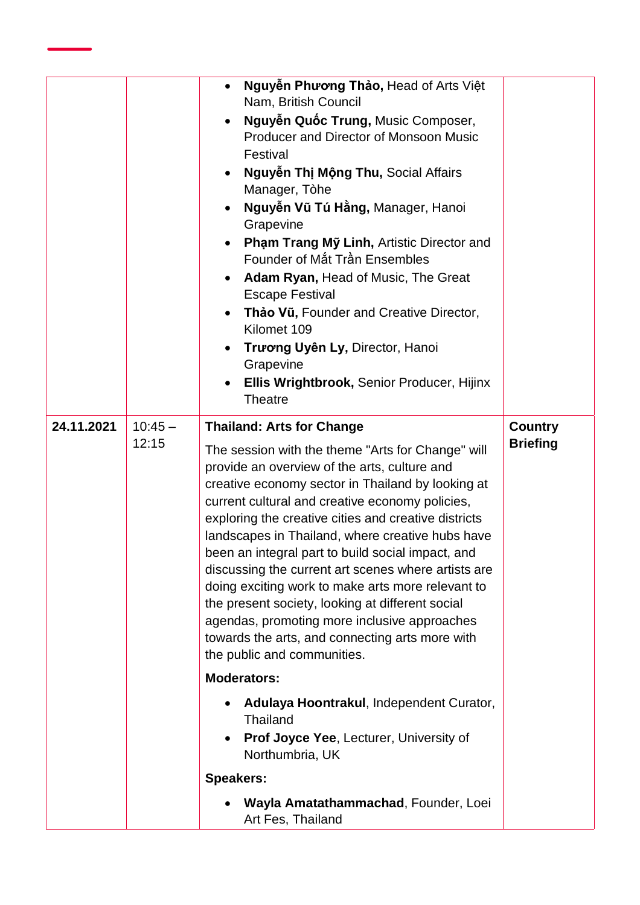| | | | |
|---|---|---|---|
| | | • **Nguyễn Phương Thảo,** Head of Arts Việt Nam, British Council<br>• **Nguyễn Quốc Trung,** Music Composer, Producer and Director of Monsoon Music Festival<br>• **Nguyễn Thị Mộng Thu,** Social Affairs Manager, Tòhe<br>• **Nguyễn Vũ Tú Hằng,** Manager, Hanoi Grapevine<br>• **Phạm Trang Mỹ Linh,** Artistic Director and Founder of Mắt Trần Ensembles<br>• **Adam Ryan,** Head of Music, The Great Escape Festival<br>• **Thảo Vũ,** Founder and Creative Director, Kilomet 109<br>• **Trương Uyên Ly,** Director, Hanoi Grapevine<br>• **Ellis Wrightbrook,** Senior Producer, Hijinx Theatre | |
| **24.11.2021** | 10:45 – 12:15 | **Thailand: Arts for Change**<br><br>The session with the theme "Arts for Change" will provide an overview of the arts, culture and creative economy sector in Thailand by looking at current cultural and creative economy policies, exploring the creative cities and creative districts landscapes in Thailand, where creative hubs have been an integral part to build social impact, and discussing the current art scenes where artists are doing exciting work to make arts more relevant to the present society, looking at different social agendas, promoting more inclusive approaches towards the arts, and connecting arts more with the public and communities.<br><br>**Moderators:**<br>• **Adulaya Hoontrakul**, Independent Curator, Thailand<br>• **Prof Joyce Yee**, Lecturer, University of Northumbria, UK<br><br>**Speakers:**<br>• **Wayla Amatathammachad**, Founder, Loei Art Fes, Thailand | **Country Briefing** |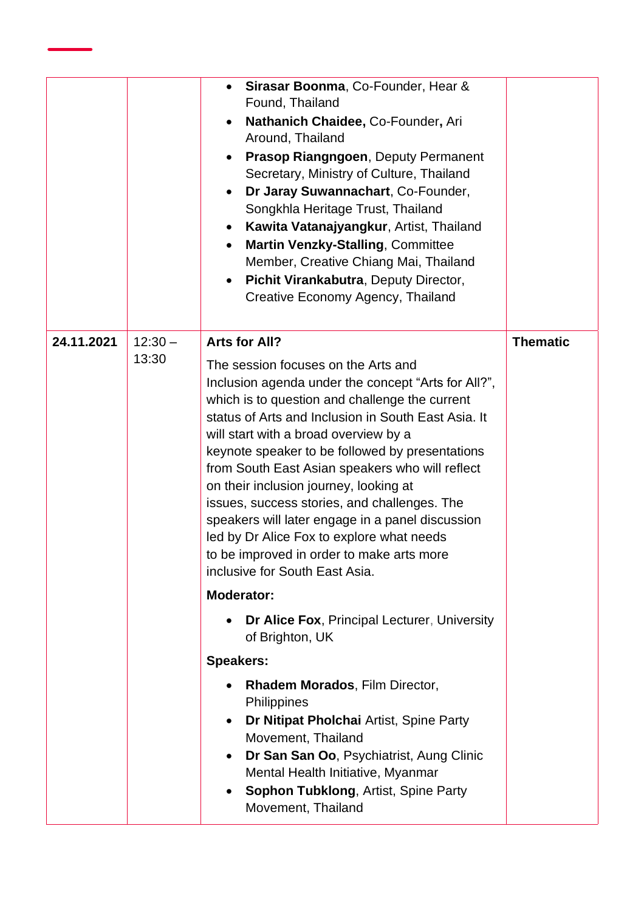| | | | |
|---|---|---|---|
| | | • **Sirasar Boonma**, Co-Founder, Hear & Found, Thailand<br>• **Nathanich Chaidee,** Co-Founder**,** Ari Around, Thailand<br>• **Prasop Riangngoen**, Deputy Permanent Secretary, Ministry of Culture, Thailand<br>• **Dr Jaray Suwannachart**, Co-Founder, Songkhla Heritage Trust, Thailand<br>• **Kawita Vatanajyangkur**, Artist, Thailand<br>• **Martin Venzky-Stalling**, Committee Member, Creative Chiang Mai, Thailand<br>• **Pichit Virankabutra**, Deputy Director, Creative Economy Agency, Thailand | |
| **24.11.2021** | 12:30 – 13:30 | **Arts for All?**<br><br>The session focuses on the Arts and Inclusion agenda under the concept "Arts for All?", which is to question and challenge the current status of Arts and Inclusion in South East Asia. It will start with a broad overview by a keynote speaker to be followed by presentations from South East Asian speakers who will reflect on their inclusion journey, looking at issues, success stories, and challenges. The speakers will later engage in a panel discussion led by Dr Alice Fox to explore what needs to be improved in order to make arts more inclusive for South East Asia.<br><br>**Moderator:**<br>• **Dr Alice Fox**, Principal Lecturer, University of Brighton, UK<br><br>**Speakers:**<br>• **Rhadem Morados**, Film Director, Philippines<br>• **Dr Nitipat Pholchai** Artist, Spine Party Movement, Thailand<br>• **Dr San San Oo**, Psychiatrist, Aung Clinic Mental Health Initiative, Myanmar<br>• **Sophon Tubklong**, Artist, Spine Party Movement, Thailand | **Thematic** |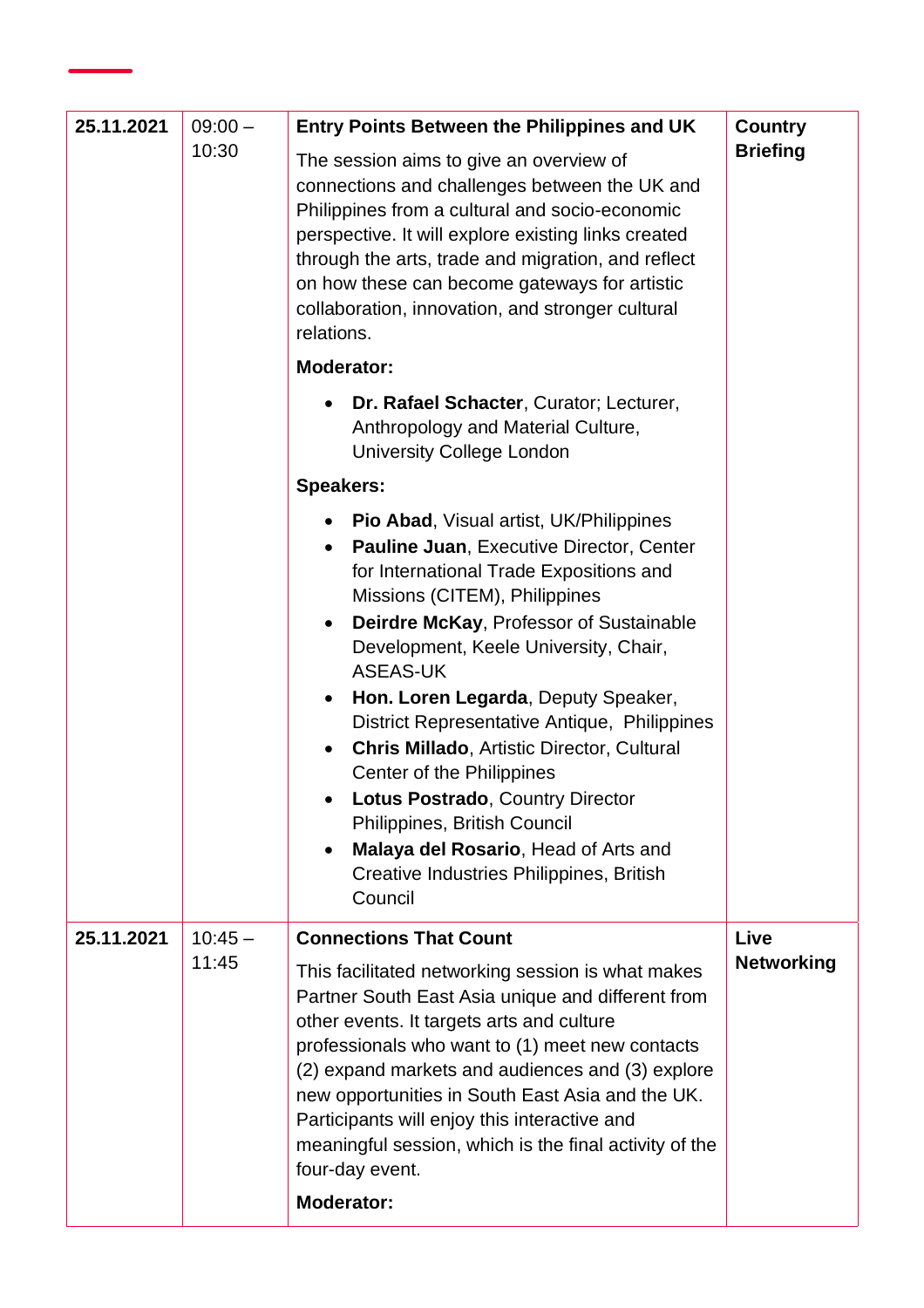| | | | |
|---|---|---|---|
| **25.11.2021** | 09:00 – 10:30 | **Entry Points Between the Philippines and UK**<br><br>The session aims to give an overview of connections and challenges between the UK and Philippines from a cultural and socio-economic perspective. It will explore existing links created through the arts, trade and migration, and reflect on how these can become gateways for artistic collaboration, innovation, and stronger cultural relations.<br><br>**Moderator:**<br><br>• **Dr. Rafael Schacter**, Curator; Lecturer, Anthropology and Material Culture, University College London<br><br>**Speakers:**<br><br>• **Pio Abad**, Visual artist, UK/Philippines<br>• **Pauline Juan**, Executive Director, Center for International Trade Expositions and Missions (CITEM), Philippines<br>• **Deirdre McKay**, Professor of Sustainable Development, Keele University, Chair, ASEAS-UK<br>• **Hon. Loren Legarda**, Deputy Speaker, District Representative Antique, Philippines<br>• **Chris Millado**, Artistic Director, Cultural Center of the Philippines<br>• **Lotus Postrado**, Country Director Philippines, British Council<br>• **Malaya del Rosario**, Head of Arts and Creative Industries Philippines, British Council | **Country Briefing** |
| **25.11.2021** | 10:45 – 11:45 | **Connections That Count**<br><br>This facilitated networking session is what makes Partner South East Asia unique and different from other events. It targets arts and culture professionals who want to (1) meet new contacts (2) expand markets and audiences and (3) explore new opportunities in South East Asia and the UK. Participants will enjoy this interactive and meaningful session, which is the final activity of the four-day event.<br><br>**Moderator:** | **Live Networking** |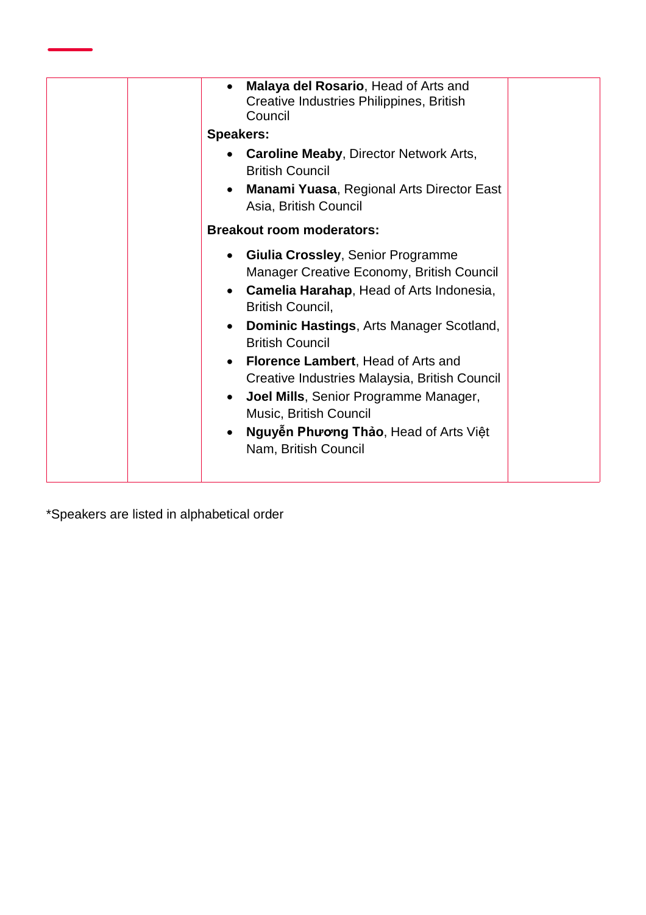| | | | |
|---|---|---|---|
| | | • **Malaya del Rosario**, Head of Arts and Creative Industries Philippines, British Council<br><br>**Speakers:**<br>• **Caroline Meaby**, Director Network Arts, British Council<br>• **Manami Yuasa**, Regional Arts Director East Asia, British Council<br><br>**Breakout room moderators:**<br>• **Giulia Crossley**, Senior Programme Manager Creative Economy, British Council<br>• **Camelia Harahap**, Head of Arts Indonesia, British Council,<br>• **Dominic Hastings**, Arts Manager Scotland, British Council<br>• **Florence Lambert**, Head of Arts and Creative Industries Malaysia, British Council<br>• **Joel Mills**, Senior Programme Manager, Music, British Council<br>• **Nguyễn Phương Thảo**, Head of Arts Việt Nam, British Council | |

*Speakers are listed in alphabetical order